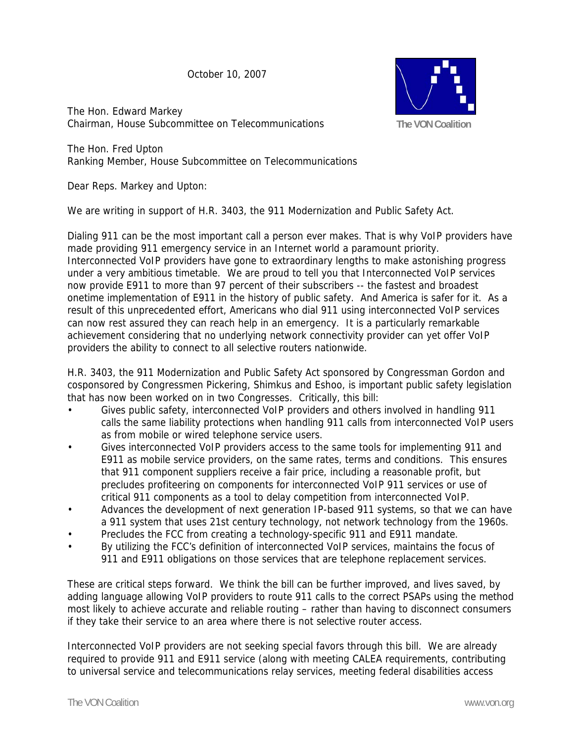October 10, 2007

The VON Coalition

The Hon. Edward Markey
Chairman, House Subcommittee on Telecommunications

The Hon. Fred Upton
Ranking Member, House Subcommittee on Telecommunications

Dear Reps. Markey and Upton:

We are writing in support of H.R. 3403, the 911 Modernization and Public Safety Act.

Dialing 911 can be the most important call a person ever makes. That is why VoIP providers have made providing 911 emergency service in an Internet world a paramount priority. Interconnected VoIP providers have gone to extraordinary lengths to make astonishing progress under a very ambitious timetable. We are proud to tell you that Interconnected VoIP services now provide E911 to more than 97 percent of their subscribers -- the fastest and broadest onetime implementation of E911 in the history of public safety. And America is safer for it. As a result of this unprecedented effort, Americans who dial 911 using interconnected VoIP services can now rest assured they can reach help in an emergency. It is a particularly remarkable achievement considering that no underlying network connectivity provider can yet offer VoIP providers the ability to connect to all selective routers nationwide.

H.R. 3403, the 911 Modernization and Public Safety Act sponsored by Congressman Gordon and cosponsored by Congressmen Pickering, Shimkus and Eshoo, is important public safety legislation that has now been worked on in two Congresses. Critically, this bill:

- Gives public safety, interconnected VoIP providers and others involved in handling 911 calls the same liability protections when handling 911 calls from interconnected VoIP users as from mobile or wired telephone service users.
- Gives interconnected VoIP providers access to the same tools for implementing 911 and E911 as mobile service providers, on the same rates, terms and conditions. This ensures that 911 component suppliers receive a fair price, including a reasonable profit, but precludes profiteering on components for interconnected VoIP 911 services or use of critical 911 components as a tool to delay competition from interconnected VoIP.
- Advances the development of next generation IP-based 911 systems, so that we can have a 911 system that uses 21st century technology, not network technology from the 1960s.
- Precludes the FCC from creating a technology-specific 911 and E911 mandate.
- By utilizing the FCC's definition of interconnected VoIP services, maintains the focus of 911 and E911 obligations on those services that are telephone replacement services.

These are critical steps forward. We think the bill can be further improved, and lives saved, by adding language allowing VoIP providers to route 911 calls to the correct PSAPs using the method most likely to achieve accurate and reliable routing – rather than having to disconnect consumers if they take their service to an area where there is not selective router access.

Interconnected VoIP providers are not seeking special favors through this bill. We are already required to provide 911 and E911 service (along with meeting CALEA requirements, contributing to universal service and telecommunications relay services, meeting federal disabilities access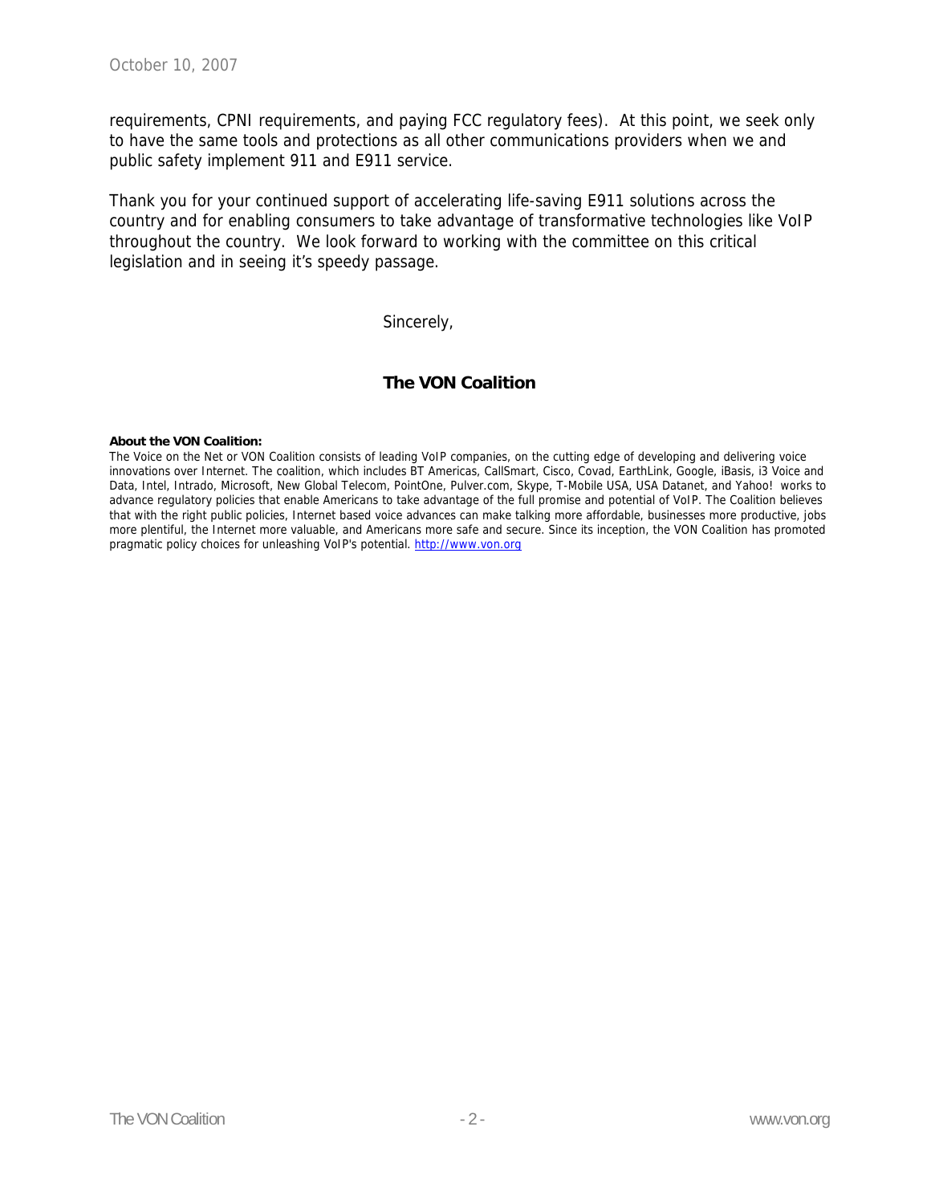requirements, CPNI requirements, and paying FCC regulatory fees). At this point, we seek only to have the same tools and protections as all other communications providers when we and public safety implement 911 and E911 service.

Thank you for your continued support of accelerating life-saving E911 solutions across the country and for enabling consumers to take advantage of transformative technologies like VoIP throughout the country. We look forward to working with the committee on this critical legislation and in seeing it's speedy passage.

Sincerely,

**The VON Coalition**

**About the VON Coalition:**
The Voice on the Net or VON Coalition consists of leading VoIP companies, on the cutting edge of developing and delivering voice innovations over Internet. The coalition, which includes BT Americas, CallSmart, Cisco, Covad, EarthLink, Google, iBasis, i3 Voice and Data, Intel, Intrado, Microsoft, New Global Telecom, PointOne, Pulver.com, Skype, T-Mobile USA, USA Datanet, and Yahoo! works to advance regulatory policies that enable Americans to take advantage of the full promise and potential of VoIP. The Coalition believes that with the right public policies, Internet based voice advances can make talking more affordable, businesses more productive, jobs more plentiful, the Internet more valuable, and Americans more safe and secure. Since its inception, the VON Coalition has promoted pragmatic policy choices for unleashing VoIP's potential. http://www.von.org